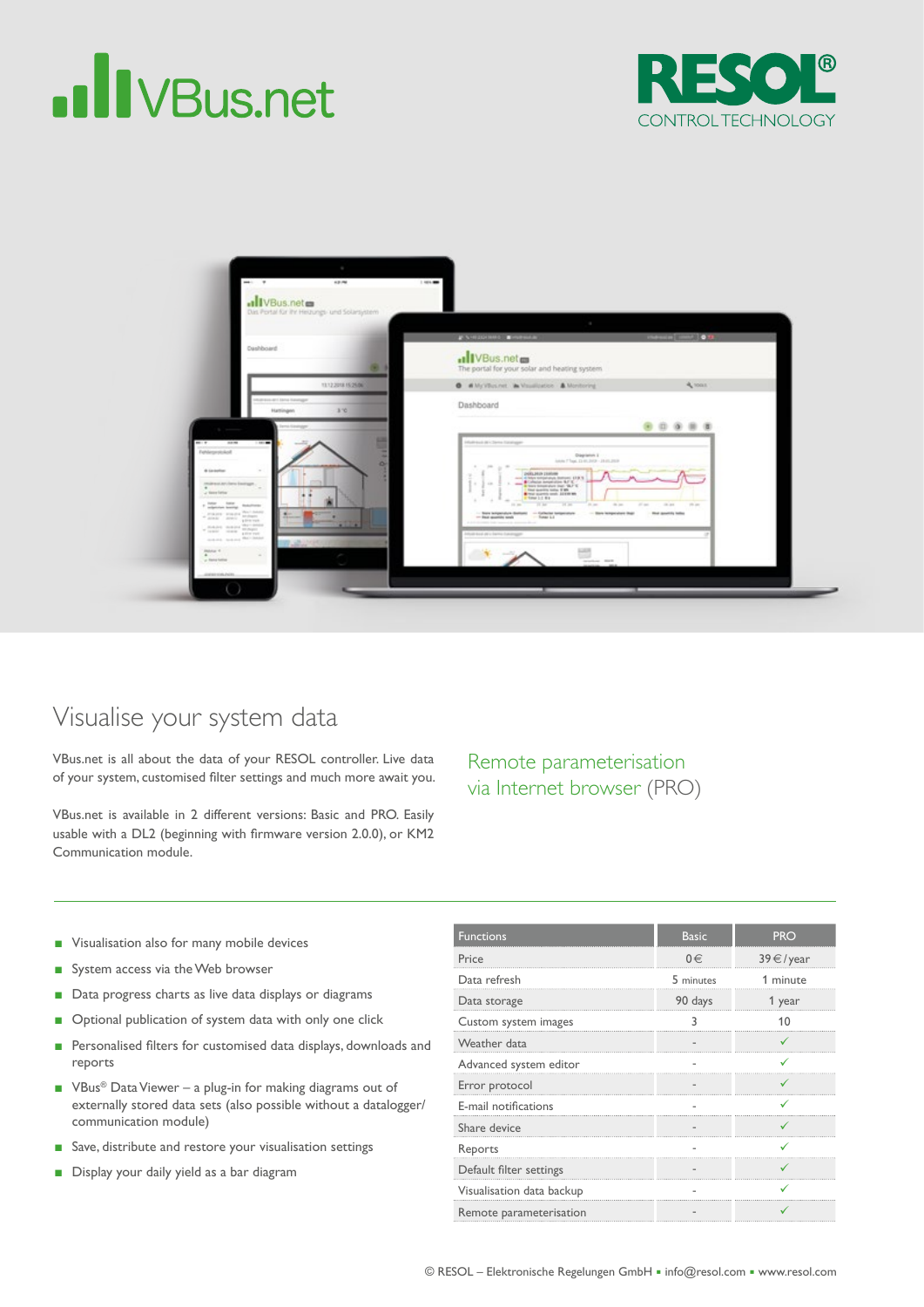# VBus.net

RESOL®
CONTROL TECHNOLOGY

## Visualise your system data

VBus.net is all about the data of your RESOL controller. Live data of your system, customised filter settings and much more await you.

VBus.net is available in 2 different versions: Basic and PRO. Easily usable with a DL2 (beginning with firmware version 2.0.0), or KM2 Communication module.

### Remote parameterisation via Internet browser (PRO)

- Visualisation also for many mobile devices
- System access via the Web browser
- Data progress charts as live data displays or diagrams
- Optional publication of system data with only one click
- Personalised filters for customised data displays, downloads and reports
- VBus® Data Viewer – a plug-in for making diagrams out of externally stored data sets (also possible without a datalogger/communication module)
- Save, distribute and restore your visualisation settings
- Display your daily yield as a bar diagram

| Functions | Basic | PRO |
|---|---|---|
| Price | 0 € | 39 € / year |
| Data refresh | 5 minutes | 1 minute |
| Data storage | 90 days | 1 year |
| Custom system images | 3 | 10 |
| Weather data | - | ✓ |
| Advanced system editor | - | ✓ |
| Error protocol | - | ✓ |
| E-mail notifications | - | ✓ |
| Share device | - | ✓ |
| Reports | - | ✓ |
| Default filter settings | - | ✓ |
| Visualisation data backup | - | ✓ |
| Remote parameterisation | - | ✓ |

© RESOL – Elektronische Regelungen GmbH ▪ info@resol.com ▪ www.resol.com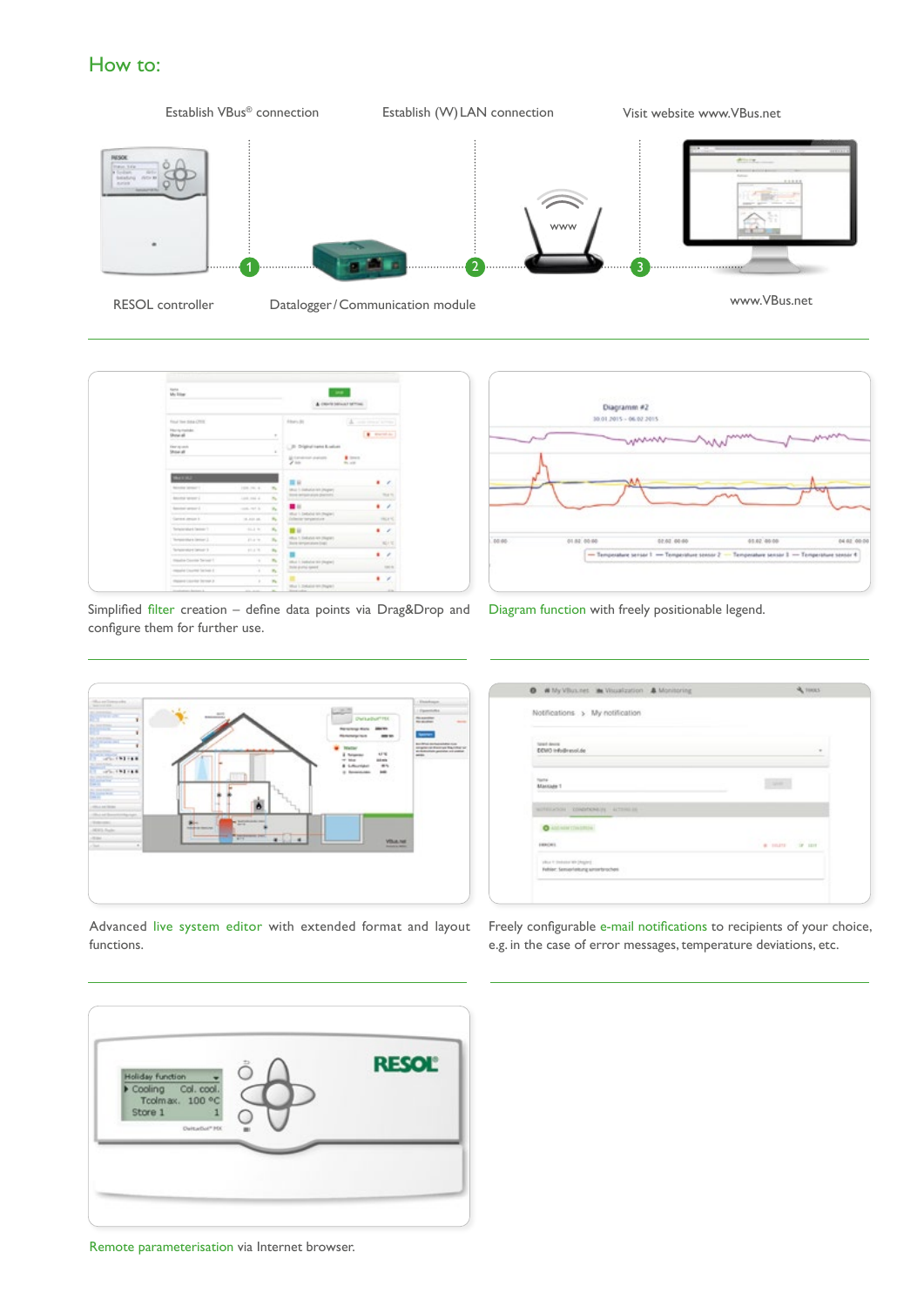## How to:

Establish VBus® connection

Establish (W)LAN connection

Visit website www.VBus.net

1 RESOL controller

2 Datalogger / Communication module

3 www.VBus.net

Simplified filter creation – define data points via Drag&Drop and configure them for further use.

Diagram function with freely positionable legend.

Advanced live system editor with extended format and layout functions.

Freely configurable e-mail notifications to recipients of your choice, e.g. in the case of error messages, temperature deviations, etc.

Remote parameterisation via Internet browser.